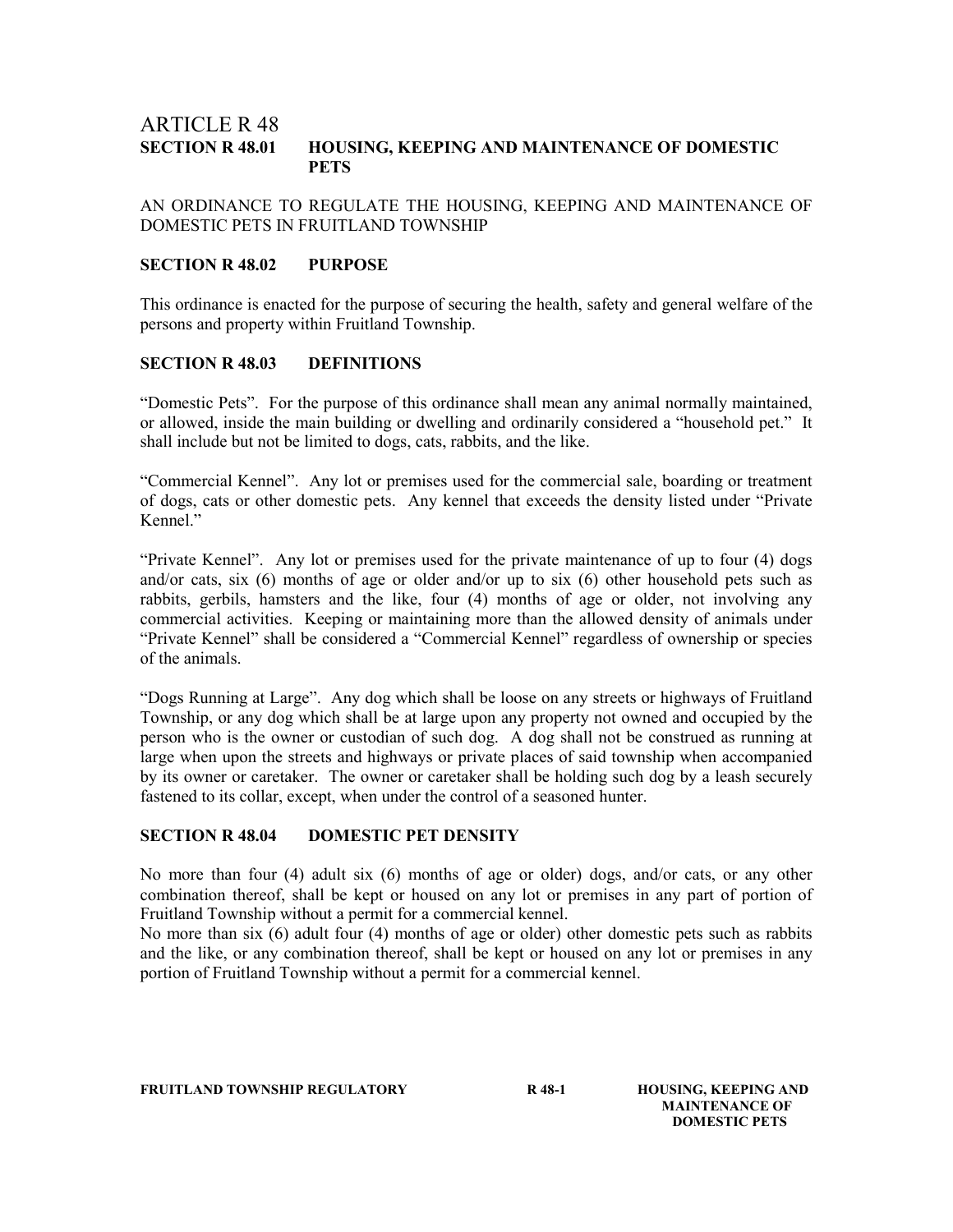# ARTICLE R 48

## SECTION R 48.01 HOUSING, KEEPING AND MAINTENANCE OF DOMESTIC PETS

AN ORDINANCE TO REGULATE THE HOUSING, KEEPING AND MAINTENANCE OF DOMESTIC PETS IN FRUITLAND TOWNSHIP

## SECTION R 48.02 PURPOSE

This ordinance is enacted for the purpose of securing the health, safety and general welfare of the persons and property within Fruitland Township.

## SECTION R 48.03 DEFINITIONS

"Domestic Pets". For the purpose of this ordinance shall mean any animal normally maintained, or allowed, inside the main building or dwelling and ordinarily considered a "household pet." It shall include but not be limited to dogs, cats, rabbits, and the like.

"Commercial Kennel". Any lot or premises used for the commercial sale, boarding or treatment of dogs, cats or other domestic pets. Any kennel that exceeds the density listed under "Private Kennel."

"Private Kennel". Any lot or premises used for the private maintenance of up to four (4) dogs and/or cats, six (6) months of age or older and/or up to six (6) other household pets such as rabbits, gerbils, hamsters and the like, four (4) months of age or older, not involving any commercial activities. Keeping or maintaining more than the allowed density of animals under "Private Kennel" shall be considered a "Commercial Kennel" regardless of ownership or species of the animals.

"Dogs Running at Large". Any dog which shall be loose on any streets or highways of Fruitland Township, or any dog which shall be at large upon any property not owned and occupied by the person who is the owner or custodian of such dog. A dog shall not be construed as running at large when upon the streets and highways or private places of said township when accompanied by its owner or caretaker. The owner or caretaker shall be holding such dog by a leash securely fastened to its collar, except, when under the control of a seasoned hunter.

## SECTION R 48.04 DOMESTIC PET DENSITY

No more than four (4) adult six (6) months of age or older) dogs, and/or cats, or any other combination thereof, shall be kept or housed on any lot or premises in any part of portion of Fruitland Township without a permit for a commercial kennel.

No more than six (6) adult four (4) months of age or older) other domestic pets such as rabbits and the like, or any combination thereof, shall be kept or housed on any lot or premises in any portion of Fruitland Township without a permit for a commercial kennel.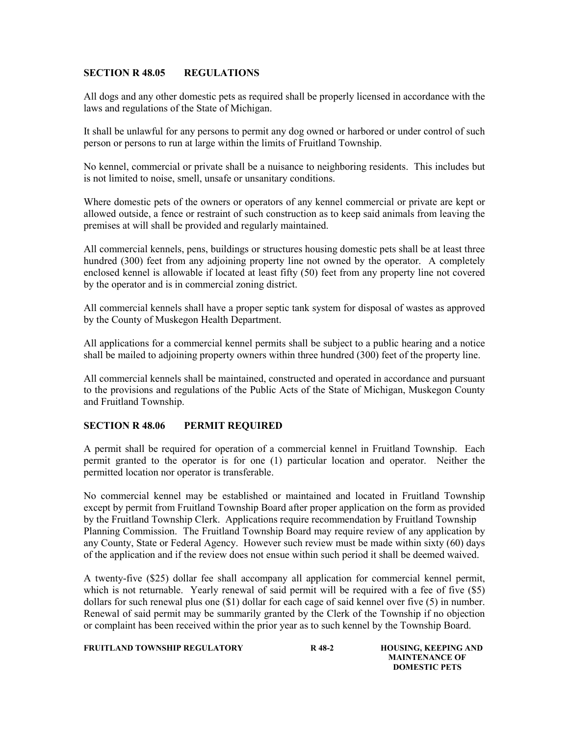## SECTION R 48.05 REGULATIONS

All dogs and any other domestic pets as required shall be properly licensed in accordance with the laws and regulations of the State of Michigan.

It shall be unlawful for any persons to permit any dog owned or harbored or under control of such person or persons to run at large within the limits of Fruitland Township.

No kennel, commercial or private shall be a nuisance to neighboring residents. This includes but is not limited to noise, smell, unsafe or unsanitary conditions.

Where domestic pets of the owners or operators of any kennel commercial or private are kept or allowed outside, a fence or restraint of such construction as to keep said animals from leaving the premises at will shall be provided and regularly maintained.

All commercial kennels, pens, buildings or structures housing domestic pets shall be at least three hundred (300) feet from any adjoining property line not owned by the operator. A completely enclosed kennel is allowable if located at least fifty (50) feet from any property line not covered by the operator and is in commercial zoning district.

All commercial kennels shall have a proper septic tank system for disposal of wastes as approved by the County of Muskegon Health Department.

All applications for a commercial kennel permits shall be subject to a public hearing and a notice shall be mailed to adjoining property owners within three hundred (300) feet of the property line.

All commercial kennels shall be maintained, constructed and operated in accordance and pursuant to the provisions and regulations of the Public Acts of the State of Michigan, Muskegon County and Fruitland Township.

## SECTION R 48.06 PERMIT REQUIRED

A permit shall be required for operation of a commercial kennel in Fruitland Township. Each permit granted to the operator is for one (1) particular location and operator. Neither the permitted location nor operator is transferable.

No commercial kennel may be established or maintained and located in Fruitland Township except by permit from Fruitland Township Board after proper application on the form as provided by the Fruitland Township Clerk. Applications require recommendation by Fruitland Township Planning Commission. The Fruitland Township Board may require review of any application by any County, State or Federal Agency. However such review must be made within sixty (60) days of the application and if the review does not ensue within such period it shall be deemed waived.

A twenty-five ($25) dollar fee shall accompany all application for commercial kennel permit, which is not returnable. Yearly renewal of said permit will be required with a fee of five ($5) dollars for such renewal plus one ($1) dollar for each cage of said kennel over five (5) in number. Renewal of said permit may be summarily granted by the Clerk of the Township if no objection or complaint has been received within the prior year as to such kennel by the Township Board.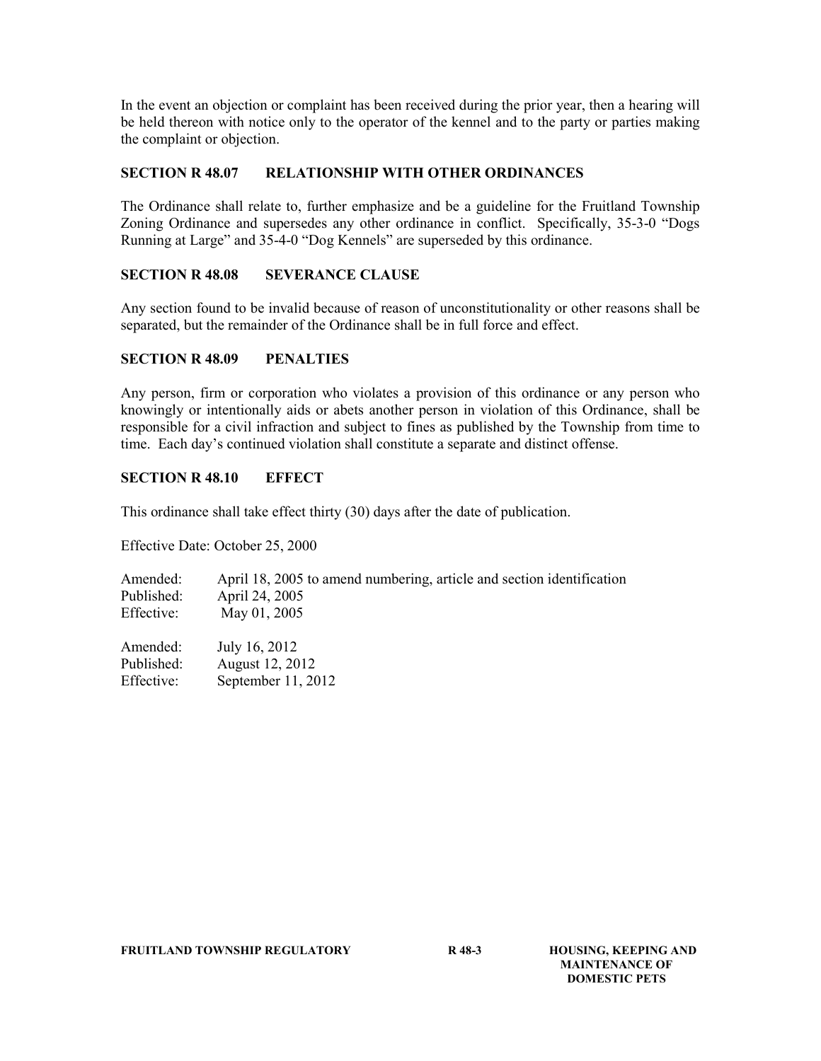In the event an objection or complaint has been received during the prior year, then a hearing will be held thereon with notice only to the operator of the kennel and to the party or parties making the complaint or objection.

### SECTION R 48.07 RELATIONSHIP WITH OTHER ORDINANCES

The Ordinance shall relate to, further emphasize and be a guideline for the Fruitland Township Zoning Ordinance and supersedes any other ordinance in conflict. Specifically, 35-3-0 "Dogs Running at Large" and 35-4-0 "Dog Kennels" are superseded by this ordinance.

### SECTION R 48.08 SEVERANCE CLAUSE

Any section found to be invalid because of reason of unconstitutionality or other reasons shall be separated, but the remainder of the Ordinance shall be in full force and effect.

### SECTION R 48.09 PENALTIES

Any person, firm or corporation who violates a provision of this ordinance or any person who knowingly or intentionally aids or abets another person in violation of this Ordinance, shall be responsible for a civil infraction and subject to fines as published by the Township from time to time. Each day's continued violation shall constitute a separate and distinct offense.

### SECTION R 48.10 EFFECT

This ordinance shall take effect thirty (30) days after the date of publication.

Effective Date: October 25, 2000

Amended: April 18, 2005 to amend numbering, article and section identification
Published: April 24, 2005
Effective: May 01, 2005

Amended: July 16, 2012
Published: August 12, 2012
Effective: September 11, 2012